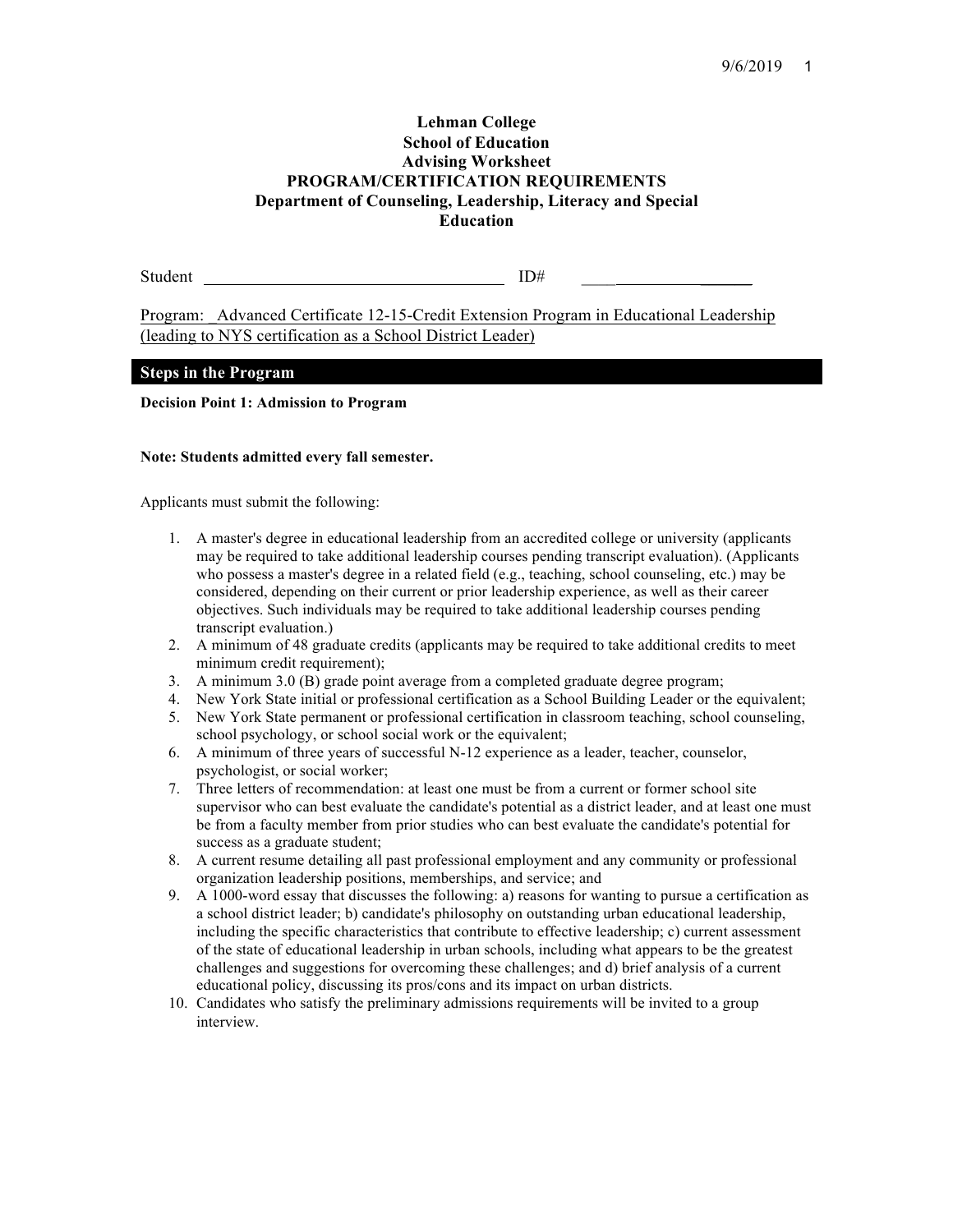# Lehman College
## School of Education
## Advising Worksheet
## PROGRAM/CERTIFICATION REQUIREMENTS
## Department of Counseling, Leadership, Literacy and Special Education

Student ____________________________________ ID# ____________________

Program: _Advanced Certificate 12-15-Credit Extension Program in Educational Leadership (leading to NYS certification as a School District Leader)

## Steps in the Program

**Decision Point 1: Admission to Program**

**Note: Students admitted every fall semester.**

Applicants must submit the following:

1. A master's degree in educational leadership from an accredited college or university (applicants may be required to take additional leadership courses pending transcript evaluation). (Applicants who possess a master's degree in a related field (e.g., teaching, school counseling, etc.) may be considered, depending on their current or prior leadership experience, as well as their career objectives. Such individuals may be required to take additional leadership courses pending transcript evaluation.)
2. A minimum of 48 graduate credits (applicants may be required to take additional credits to meet minimum credit requirement);
3. A minimum 3.0 (B) grade point average from a completed graduate degree program;
4. New York State initial or professional certification as a School Building Leader or the equivalent;
5. New York State permanent or professional certification in classroom teaching, school counseling, school psychology, or school social work or the equivalent;
6. A minimum of three years of successful N-12 experience as a leader, teacher, counselor, psychologist, or social worker;
7. Three letters of recommendation: at least one must be from a current or former school site supervisor who can best evaluate the candidate's potential as a district leader, and at least one must be from a faculty member from prior studies who can best evaluate the candidate's potential for success as a graduate student;
8. A current resume detailing all past professional employment and any community or professional organization leadership positions, memberships, and service; and
9. A 1000-word essay that discusses the following: a) reasons for wanting to pursue a certification as a school district leader; b) candidate's philosophy on outstanding urban educational leadership, including the specific characteristics that contribute to effective leadership; c) current assessment of the state of educational leadership in urban schools, including what appears to be the greatest challenges and suggestions for overcoming these challenges; and d) brief analysis of a current educational policy, discussing its pros/cons and its impact on urban districts.
10. Candidates who satisfy the preliminary admissions requirements will be invited to a group interview.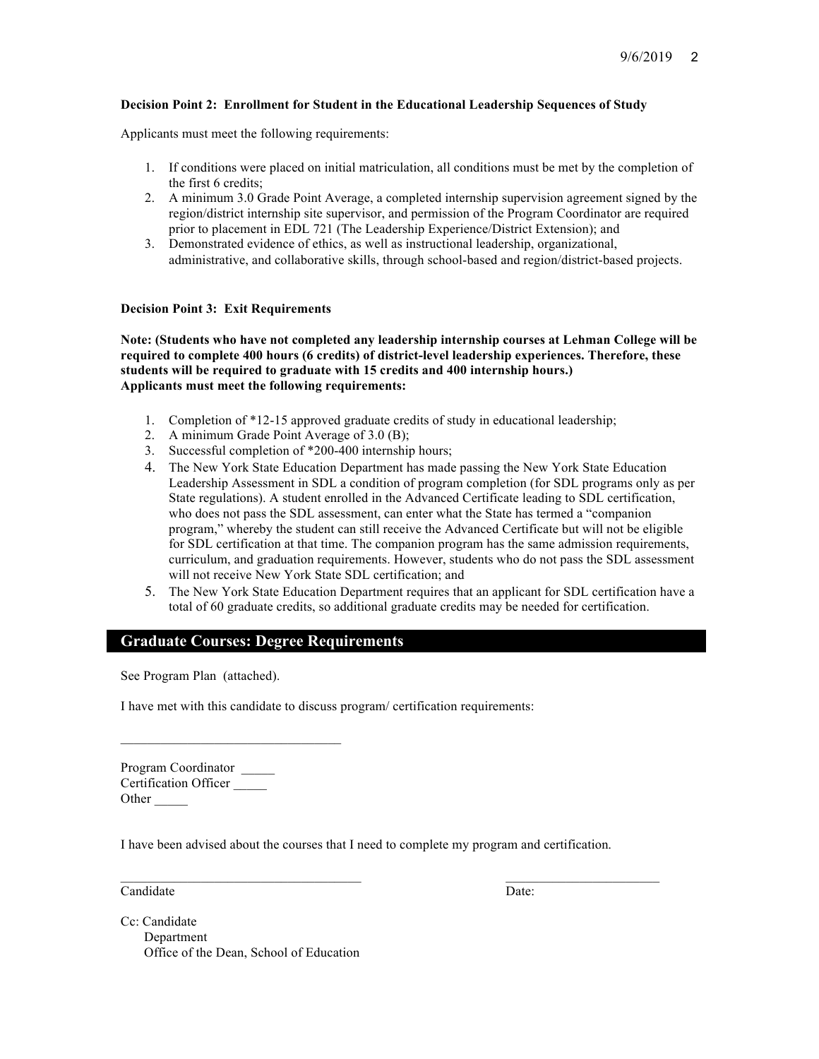**Decision Point 2: Enrollment for Student in the Educational Leadership Sequences of Study**

Applicants must meet the following requirements:

1. If conditions were placed on initial matriculation, all conditions must be met by the completion of the first 6 credits;
2. A minimum 3.0 Grade Point Average, a completed internship supervision agreement signed by the region/district internship site supervisor, and permission of the Program Coordinator are required prior to placement in EDL 721 (The Leadership Experience/District Extension); and
3. Demonstrated evidence of ethics, as well as instructional leadership, organizational, administrative, and collaborative skills, through school-based and region/district-based projects.

**Decision Point 3: Exit Requirements**

**Note: (Students who have not completed any leadership internship courses at Lehman College will be required to complete 400 hours (6 credits) of district-level leadership experiences. Therefore, these students will be required to graduate with 15 credits and 400 internship hours.)**
**Applicants must meet the following requirements:**

1. Completion of *12-15 approved graduate credits of study in educational leadership;
2. A minimum Grade Point Average of 3.0 (B);
3. Successful completion of *200-400 internship hours;
4. The New York State Education Department has made passing the New York State Education Leadership Assessment in SDL a condition of program completion (for SDL programs only as per State regulations). A student enrolled in the Advanced Certificate leading to SDL certification, who does not pass the SDL assessment, can enter what the State has termed a "companion program," whereby the student can still receive the Advanced Certificate but will not be eligible for SDL certification at that time. The companion program has the same admission requirements, curriculum, and graduation requirements. However, students who do not pass the SDL assessment will not receive New York State SDL certification; and
5. The New York State Education Department requires that an applicant for SDL certification have a total of 60 graduate credits, so additional graduate credits may be needed for certification.

## Graduate Courses: Degree Requirements

See Program Plan (attached).

I have met with this candidate to discuss program/ certification requirements:

________________________________

Program Coordinator _____
Certification Officer _____
Other _____

I have been advised about the courses that I need to complete my program and certification.

____________________________________ ________________________
Candidate Date:

Cc: Candidate
Department
Office of the Dean, School of Education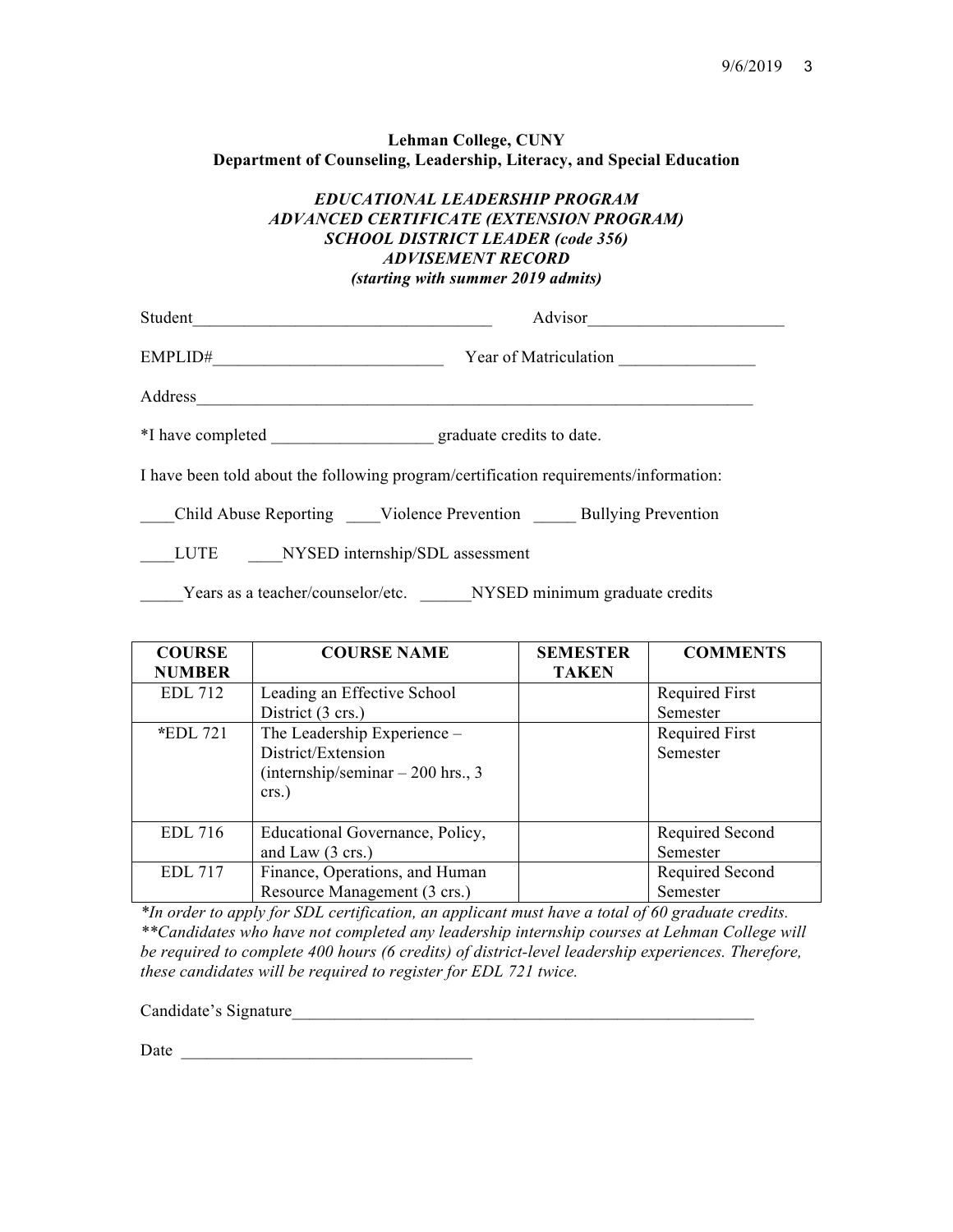**Lehman College, CUNY**
**Department of Counseling, Leadership, Literacy, and Special Education**

***EDUCATIONAL LEADERSHIP PROGRAM***
***ADVANCED CERTIFICATE (EXTENSION PROGRAM)***
***SCHOOL DISTRICT LEADER (code 356)***
***ADVISEMENT RECORD***
***(starting with summer 2019 admits)***

Student___________________________________ Advisor_______________________

EMPLID#___________________________ Year of Matriculation ________________

Address____________________________________________________________________

*I have completed ___________________ graduate credits to date.

I have been told about the following program/certification requirements/information:

____Child Abuse Reporting ____Violence Prevention _____ Bullying Prevention

____LUTE ____NYSED internship/SDL assessment

_____Years as a teacher/counselor/etc. ______NYSED minimum graduate credits

| COURSE NUMBER | COURSE NAME | SEMESTER TAKEN | COMMENTS |
|---|---|---|---|
| EDL 712 | Leading an Effective School District (3 crs.) | | Required First Semester |
| *EDL 721 | The Leadership Experience – District/Extension (internship/seminar – 200 hrs., 3 crs.) | | Required First Semester |
| EDL 716 | Educational Governance, Policy, and Law (3 crs.) | | Required Second Semester |
| EDL 717 | Finance, Operations, and Human Resource Management (3 crs.) | | Required Second Semester |

*\*In order to apply for SDL certification, an applicant must have a total of 60 graduate credits.*
*\*\*Candidates who have not completed any leadership internship courses at Lehman College will be required to complete 400 hours (6 credits) of district-level leadership experiences. Therefore, these candidates will be required to register for EDL 721 twice.*

Candidate's Signature________________________________________________________

Date __________________________________